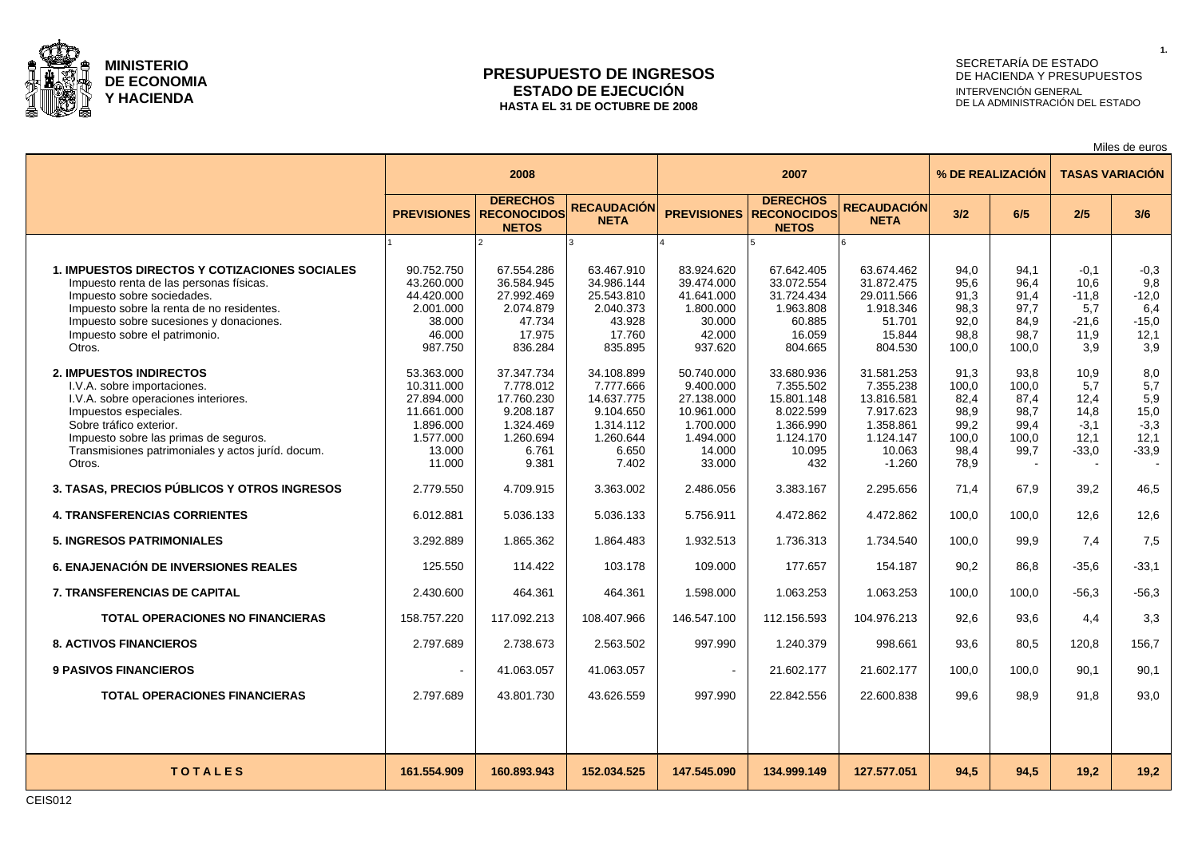**MINISTERIO DE ECONOMIA Y HACIENDA**

# PRESUPUESTO DE INGRESOS
## ESTADO DE EJECUCIÓN
### HASTA EL 31 DE OCTUBRE DE 2008

SECRETARÍA DE ESTADO DE HACIENDA Y PRESUPUESTOS
INTERVENCIÓN GENERAL DE LA ADMINISTRACIÓN DEL ESTADO

Miles de euros

| | 2008 | | | 2007 | | | % DE REALIZACIÓN | | TASAS VARIACIÓN | |
|---|---|---|---|---|---|---|---|---|---|---|
| | PREVISIONES | DERECHOS RECONOCIDOS NETOS | RECAUDACIÓN NETA | PREVISIONES | DERECHOS RECONOCIDOS NETOS | RECAUDACIÓN NETA | 3/2 | 6/5 | 2/5 | 3/6 |
| | 1 | 2 | 3 | 4 | 5 | 6 | | | | |
| **1. IMPUESTOS DIRECTOS Y COTIZACIONES SOCIALES** | 90.752.750 | 67.554.286 | 63.467.910 | 83.924.620 | 67.642.405 | 63.674.462 | 94,0 | 94,1 | -0,1 | -0,3 |
| Impuesto renta de las personas físicas. | 43.260.000 | 36.584.945 | 34.986.144 | 39.474.000 | 33.072.554 | 31.872.475 | 95,6 | 96,4 | 10,6 | 9,8 |
| Impuesto sobre sociedades. | 44.420.000 | 27.992.469 | 25.543.810 | 41.641.000 | 31.724.434 | 29.011.566 | 91,3 | 91,4 | -11,8 | -12,0 |
| Impuesto sobre la renta de no residentes. | 2.001.000 | 2.074.879 | 2.040.373 | 1.800.000 | 1.963.808 | 1.918.346 | 98,3 | 97,7 | 5,7 | 6,4 |
| Impuesto sobre sucesiones y donaciones. | 38.000 | 47.734 | 43.928 | 30.000 | 60.885 | 51.701 | 92,0 | 84,9 | -21,6 | -15,0 |
| Impuesto sobre el patrimonio. | 46.000 | 17.975 | 17.760 | 42.000 | 16.059 | 15.844 | 98,8 | 98,7 | 11,9 | 12,1 |
| Otros. | 987.750 | 836.284 | 835.895 | 937.620 | 804.665 | 804.530 | 100,0 | 100,0 | 3,9 | 3,9 |
| **2. IMPUESTOS INDIRECTOS** | 53.363.000 | 37.347.734 | 34.108.899 | 50.740.000 | 33.680.936 | 31.581.253 | 91,3 | 93,8 | 10,9 | 8,0 |
| I.V.A. sobre importaciones. | 10.311.000 | 7.778.012 | 7.777.666 | 9.400.000 | 7.355.502 | 7.355.238 | 100,0 | 100,0 | 5,7 | 5,7 |
| I.V.A. sobre operaciones interiores. | 27.894.000 | 17.760.230 | 14.637.775 | 27.138.000 | 15.801.148 | 13.816.581 | 82,4 | 87,4 | 12,4 | 5,9 |
| Impuestos especiales. | 11.661.000 | 9.208.187 | 9.104.650 | 10.961.000 | 8.022.599 | 7.917.623 | 98,9 | 98,7 | 14,8 | 15,0 |
| Sobre tráfico exterior. | 1.896.000 | 1.324.469 | 1.314.112 | 1.700.000 | 1.366.990 | 1.358.861 | 99,2 | 99,4 | -3,1 | -3,3 |
| Impuesto sobre las primas de seguros. | 1.577.000 | 1.260.694 | 1.260.644 | 1.494.000 | 1.124.170 | 1.124.147 | 100,0 | 100,0 | 12,1 | 12,1 |
| Transmisiones patrimoniales y actos juríd. docum. | 13.000 | 6.761 | 6.650 | 14.000 | 10.095 | 10.063 | 98,4 | 99,7 | -33,0 | -33,9 |
| Otros. | 11.000 | 9.381 | 7.402 | 33.000 | 432 | -1.260 | 78,9 | - | - | - |
| **3. TASAS, PRECIOS PÚBLICOS Y OTROS INGRESOS** | 2.779.550 | 4.709.915 | 3.363.002 | 2.486.056 | 3.383.167 | 2.295.656 | 71,4 | 67,9 | 39,2 | 46,5 |
| **4. TRANSFERENCIAS CORRIENTES** | 6.012.881 | 5.036.133 | 5.036.133 | 5.756.911 | 4.472.862 | 4.472.862 | 100,0 | 100,0 | 12,6 | 12,6 |
| **5. INGRESOS PATRIMONIALES** | 3.292.889 | 1.865.362 | 1.864.483 | 1.932.513 | 1.736.313 | 1.734.540 | 100,0 | 99,9 | 7,4 | 7,5 |
| **6. ENAJENACIÓN DE INVERSIONES REALES** | 125.550 | 114.422 | 103.178 | 109.000 | 177.657 | 154.187 | 90,2 | 86,8 | -35,6 | -33,1 |
| **7. TRANSFERENCIAS DE CAPITAL** | 2.430.600 | 464.361 | 464.361 | 1.598.000 | 1.063.253 | 1.063.253 | 100,0 | 100,0 | -56,3 | -56,3 |
| **TOTAL OPERACIONES NO FINANCIERAS** | 158.757.220 | 117.092.213 | 108.407.966 | 146.547.100 | 112.156.593 | 104.976.213 | 92,6 | 93,6 | 4,4 | 3,3 |
| **8. ACTIVOS FINANCIEROS** | 2.797.689 | 2.738.673 | 2.563.502 | 997.990 | 1.240.379 | 998.661 | 93,6 | 80,5 | 120,8 | 156,7 |
| **9 PASIVOS FINANCIEROS** | - | 41.063.057 | 41.063.057 | - | 21.602.177 | 21.602.177 | 100,0 | 100,0 | 90,1 | 90,1 |
| **TOTAL OPERACIONES FINANCIERAS** | 2.797.689 | 43.801.730 | 43.626.559 | 997.990 | 22.842.556 | 22.600.838 | 99,6 | 98,9 | 91,8 | 93,0 |
| **T O T A L E S** | **161.554.909** | **160.893.943** | **152.034.525** | **147.545.090** | **134.999.149** | **127.577.051** | **94,5** | **94,5** | **19,2** | **19,2** |

CEIS012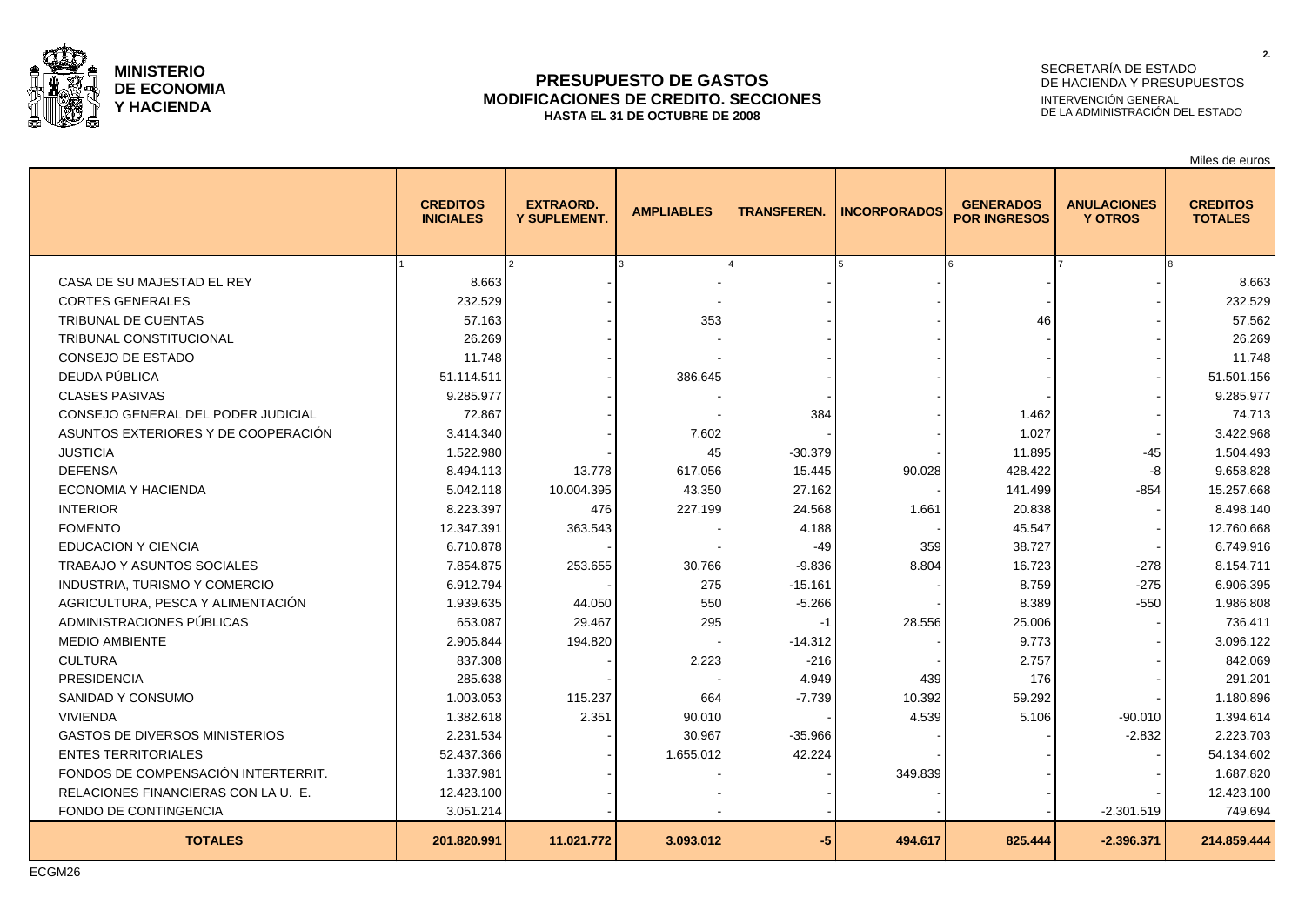**MINISTERIO DE ECONOMIA Y HACIENDA**

# PRESUPUESTO DE GASTOS
## MODIFICACIONES DE CREDITO. SECCIONES
### HASTA EL 31 DE OCTUBRE DE 2008

SECRETARÍA DE ESTADO DE HACIENDA Y PRESUPUESTOS
INTERVENCIÓN GENERAL DE LA ADMINISTRACIÓN DEL ESTADO

Miles de euros

| | CREDITOS INICIALES | EXTRAORD. Y SUPLEMENT. | AMPLIABLES | TRANSFEREN. | INCORPORADOS | GENERADOS POR INGRESOS | ANULACIONES Y OTROS | CREDITOS TOTALES |
|---|---|---|---|---|---|---|---|---|
| | 1 | 2 | 3 | 4 | 5 | 6 | 7 | 8 |
| CASA DE SU MAJESTAD EL REY | 8.663 | - | - | - | - | - | - | 8.663 |
| CORTES GENERALES | 232.529 | - | - | - | - | - | - | 232.529 |
| TRIBUNAL DE CUENTAS | 57.163 | - | 353 | - | - | 46 | - | 57.562 |
| TRIBUNAL CONSTITUCIONAL | 26.269 | - | - | - | - | - | - | 26.269 |
| CONSEJO DE ESTADO | 11.748 | - | - | - | - | - | - | 11.748 |
| DEUDA PÚBLICA | 51.114.511 | - | 386.645 | - | - | - | - | 51.501.156 |
| CLASES PASIVAS | 9.285.977 | - | - | - | - | - | - | 9.285.977 |
| CONSEJO GENERAL DEL PODER JUDICIAL | 72.867 | - | - | 384 | - | 1.462 | - | 74.713 |
| ASUNTOS EXTERIORES Y DE COOPERACIÓN | 3.414.340 | - | 7.602 | - | - | 1.027 | - | 3.422.968 |
| JUSTICIA | 1.522.980 | - | 45 | -30.379 | - | 11.895 | -45 | 1.504.493 |
| DEFENSA | 8.494.113 | 13.778 | 617.056 | 15.445 | 90.028 | 428.422 | -8 | 9.658.828 |
| ECONOMIA Y HACIENDA | 5.042.118 | 10.004.395 | 43.350 | 27.162 | - | 141.499 | -854 | 15.257.668 |
| INTERIOR | 8.223.397 | 476 | 227.199 | 24.568 | 1.661 | 20.838 | - | 8.498.140 |
| FOMENTO | 12.347.391 | 363.543 | - | 4.188 | - | 45.547 | - | 12.760.668 |
| EDUCACION Y CIENCIA | 6.710.878 | - | - | -49 | 359 | 38.727 | - | 6.749.916 |
| TRABAJO Y ASUNTOS SOCIALES | 7.854.875 | 253.655 | 30.766 | -9.836 | 8.804 | 16.723 | -278 | 8.154.711 |
| INDUSTRIA, TURISMO Y COMERCIO | 6.912.794 | - | 275 | -15.161 | - | 8.759 | -275 | 6.906.395 |
| AGRICULTURA, PESCA Y ALIMENTACIÓN | 1.939.635 | 44.050 | 550 | -5.266 | - | 8.389 | -550 | 1.986.808 |
| ADMINISTRACIONES PÚBLICAS | 653.087 | 29.467 | 295 | -1 | 28.556 | 25.006 | - | 736.411 |
| MEDIO AMBIENTE | 2.905.844 | 194.820 | - | -14.312 | - | 9.773 | - | 3.096.122 |
| CULTURA | 837.308 | - | 2.223 | -216 | - | 2.757 | - | 842.069 |
| PRESIDENCIA | 285.638 | - | - | 4.949 | 439 | 176 | - | 291.201 |
| SANIDAD Y CONSUMO | 1.003.053 | 115.237 | 664 | -7.739 | 10.392 | 59.292 | - | 1.180.896 |
| VIVIENDA | 1.382.618 | 2.351 | 90.010 | - | 4.539 | 5.106 | -90.010 | 1.394.614 |
| GASTOS DE DIVERSOS MINISTERIOS | 2.231.534 | - | 30.967 | -35.966 | - | - | -2.832 | 2.223.703 |
| ENTES TERRITORIALES | 52.437.366 | - | 1.655.012 | 42.224 | - | - | - | 54.134.602 |
| FONDOS DE COMPENSACIÓN INTERTERRIT. | 1.337.981 | - | - | - | 349.839 | - | - | 1.687.820 |
| RELACIONES FINANCIERAS CON LA U. E. | 12.423.100 | - | - | - | - | - | - | 12.423.100 |
| FONDO DE CONTINGENCIA | 3.051.214 | - | - | - | - | - | -2.301.519 | 749.694 |
| **TOTALES** | **201.820.991** | **11.021.772** | **3.093.012** | **-5** | **494.617** | **825.444** | **-2.396.371** | **214.859.444** |

ECGM26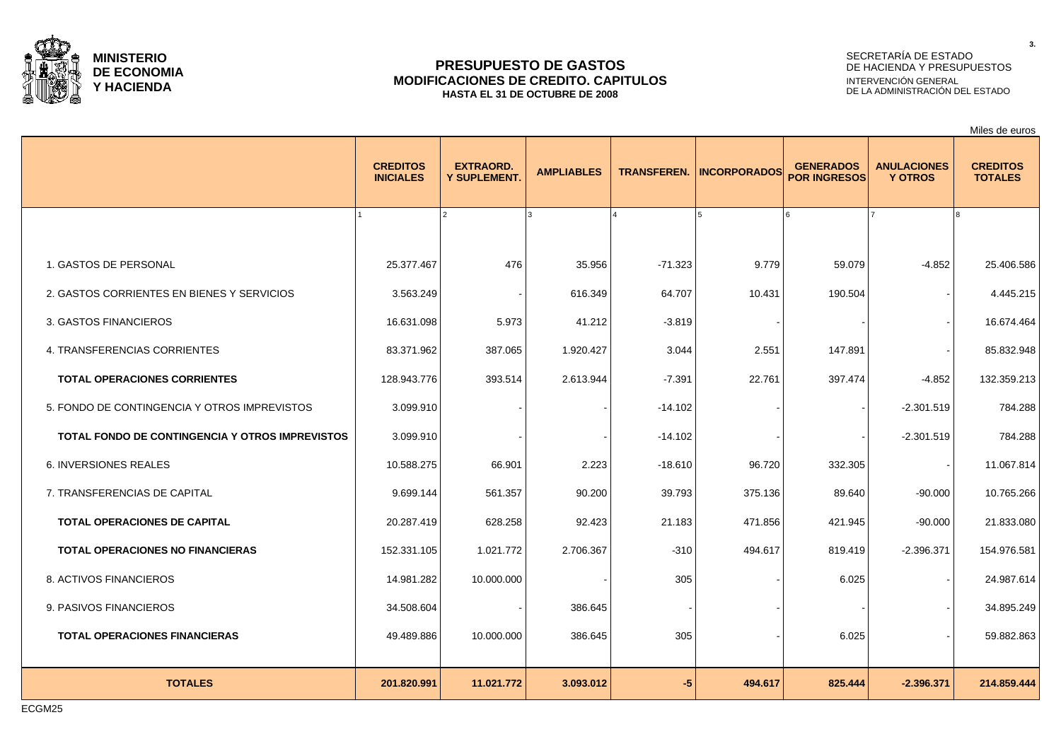**MINISTERIO DE ECONOMIA Y HACIENDA**

# PRESUPUESTO DE GASTOS
## MODIFICACIONES DE CREDITO. CAPITULOS
**HASTA EL 31 DE OCTUBRE DE 2008**

SECRETARÍA DE ESTADO DE HACIENDA Y PRESUPUESTOS
INTERVENCIÓN GENERAL DE LA ADMINISTRACIÓN DEL ESTADO

Miles de euros

| | CREDITOS INICIALES | EXTRAORD. Y SUPLEMENT. | AMPLIABLES | TRANSFEREN. | INCORPORADOS | GENERADOS POR INGRESOS | ANULACIONES Y OTROS | CREDITOS TOTALES |
|---|---|---|---|---|---|---|---|---|
| | 1 | 2 | 3 | 4 | 5 | 6 | 7 | 8 |
| 1. GASTOS DE PERSONAL | 25.377.467 | 476 | 35.956 | -71.323 | 9.779 | 59.079 | -4.852 | 25.406.586 |
| 2. GASTOS CORRIENTES EN BIENES Y SERVICIOS | 3.563.249 | - | 616.349 | 64.707 | 10.431 | 190.504 | - | 4.445.215 |
| 3. GASTOS FINANCIEROS | 16.631.098 | 5.973 | 41.212 | -3.819 | - | - | - | 16.674.464 |
| 4. TRANSFERENCIAS CORRIENTES | 83.371.962 | 387.065 | 1.920.427 | 3.044 | 2.551 | 147.891 | - | 85.832.948 |
| **TOTAL OPERACIONES CORRIENTES** | 128.943.776 | 393.514 | 2.613.944 | -7.391 | 22.761 | 397.474 | -4.852 | 132.359.213 |
| 5. FONDO DE CONTINGENCIA Y OTROS IMPREVISTOS | 3.099.910 | - | - | -14.102 | - | - | -2.301.519 | 784.288 |
| **TOTAL FONDO DE CONTINGENCIA Y OTROS IMPREVISTOS** | 3.099.910 | - | - | -14.102 | - | - | -2.301.519 | 784.288 |
| 6. INVERSIONES REALES | 10.588.275 | 66.901 | 2.223 | -18.610 | 96.720 | 332.305 | - | 11.067.814 |
| 7. TRANSFERENCIAS DE CAPITAL | 9.699.144 | 561.357 | 90.200 | 39.793 | 375.136 | 89.640 | -90.000 | 10.765.266 |
| **TOTAL OPERACIONES DE CAPITAL** | 20.287.419 | 628.258 | 92.423 | 21.183 | 471.856 | 421.945 | -90.000 | 21.833.080 |
| **TOTAL OPERACIONES NO FINANCIERAS** | 152.331.105 | 1.021.772 | 2.706.367 | -310 | 494.617 | 819.419 | -2.396.371 | 154.976.581 |
| 8. ACTIVOS FINANCIEROS | 14.981.282 | 10.000.000 | - | 305 | - | 6.025 | - | 24.987.614 |
| 9. PASIVOS FINANCIEROS | 34.508.604 | - | 386.645 | - | - | - | - | 34.895.249 |
| **TOTAL OPERACIONES FINANCIERAS** | 49.489.886 | 10.000.000 | 386.645 | 305 | - | 6.025 | - | 59.882.863 |
| **TOTALES** | **201.820.991** | **11.021.772** | **3.093.012** | **-5** | **494.617** | **825.444** | **-2.396.371** | **214.859.444** |

ECGM25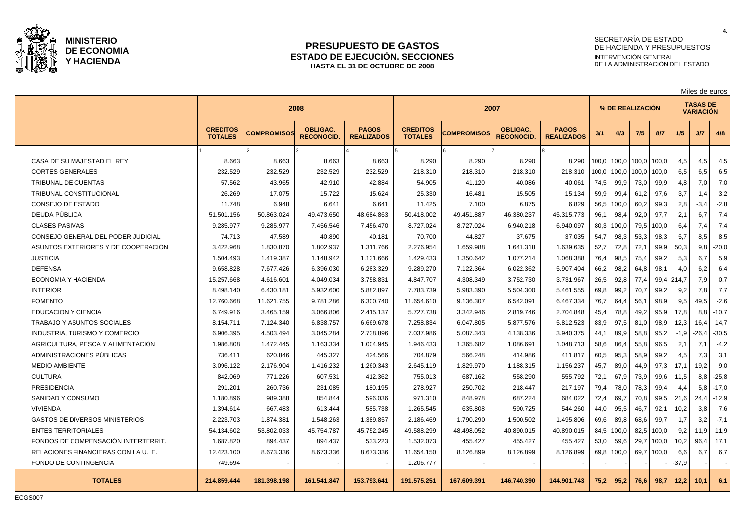**MINISTERIO DE ECONOMIA Y HACIENDA**

# PRESUPUESTO DE GASTOS
## ESTADO DE EJECUCIÓN. SECCIONES
### HASTA EL 31 DE OCTUBRE DE 2008

SECRETARÍA DE ESTADO DE HACIENDA Y PRESUPUESTOS
INTERVENCIÓN GENERAL DE LA ADMINISTRACIÓN DEL ESTADO

Miles de euros

| | 2008 | | | | 2007 | | | | % DE REALIZACIÓN | | | | TASAS DE VARIACIÓN | | |
|---|---|---|---|---|---|---|---|---|---|---|---|---|---|---|---|
| | CREDITOS TOTALES | COMPROMISOS | OBLIGAC. RECONOCID. | PAGOS REALIZADOS | CREDITOS TOTALES | COMPROMISOS | OBLIGAC. RECONOCID. | PAGOS REALIZADOS | 3/1 | 4/3 | 7/5 | 8/7 | 1/5 | 3/7 | 4/8 |
| | 1 | 2 | 3 | 4 | 5 | 6 | 7 | 8 | | | | | | | |
| CASA DE SU MAJESTAD EL REY | 8.663 | 8.663 | 8.663 | 8.663 | 8.290 | 8.290 | 8.290 | 8.290 | 100,0 | 100,0 | 100,0 | 100,0 | 4,5 | 4,5 | 4,5 |
| CORTES GENERALES | 232.529 | 232.529 | 232.529 | 232.529 | 218.310 | 218.310 | 218.310 | 218.310 | 100,0 | 100,0 | 100,0 | 100,0 | 6,5 | 6,5 | 6,5 |
| TRIBUNAL DE CUENTAS | 57.562 | 43.965 | 42.910 | 42.884 | 54.905 | 41.120 | 40.086 | 40.061 | 74,5 | 99,9 | 73,0 | 99,9 | 4,8 | 7,0 | 7,0 |
| TRIBUNAL CONSTITUCIONAL | 26.269 | 17.075 | 15.722 | 15.624 | 25.330 | 16.481 | 15.505 | 15.134 | 59,9 | 99,4 | 61,2 | 97,6 | 3,7 | 1,4 | 3,2 |
| CONSEJO DE ESTADO | 11.748 | 6.948 | 6.641 | 6.641 | 11.425 | 7.100 | 6.875 | 6.829 | 56,5 | 100,0 | 60,2 | 99,3 | 2,8 | -3,4 | -2,8 |
| DEUDA PÚBLICA | 51.501.156 | 50.863.024 | 49.473.650 | 48.684.863 | 50.418.002 | 49.451.887 | 46.380.237 | 45.315.773 | 96,1 | 98,4 | 92,0 | 97,7 | 2,1 | 6,7 | 7,4 |
| CLASES PASIVAS | 9.285.977 | 9.285.977 | 7.456.546 | 7.456.470 | 8.727.024 | 8.727.024 | 6.940.218 | 6.940.097 | 80,3 | 100,0 | 79,5 | 100,0 | 6,4 | 7,4 | 7,4 |
| CONSEJO GENERAL DEL PODER JUDICIAL | 74.713 | 47.589 | 40.890 | 40.181 | 70.700 | 44.827 | 37.675 | 37.035 | 54,7 | 98,3 | 53,3 | 98,3 | 5,7 | 8,5 | 8,5 |
| ASUNTOS EXTERIORES Y DE COOPERACIÓN | 3.422.968 | 1.830.870 | 1.802.937 | 1.311.766 | 2.276.954 | 1.659.988 | 1.641.318 | 1.639.635 | 52,7 | 72,8 | 72,1 | 99,9 | 50,3 | 9,8 | -20,0 |
| JUSTICIA | 1.504.493 | 1.419.387 | 1.148.942 | 1.131.666 | 1.429.433 | 1.350.642 | 1.077.214 | 1.068.388 | 76,4 | 98,5 | 75,4 | 99,2 | 5,3 | 6,7 | 5,9 |
| DEFENSA | 9.658.828 | 7.677.426 | 6.396.030 | 6.283.329 | 9.289.270 | 7.122.364 | 6.022.362 | 5.907.404 | 66,2 | 98,2 | 64,8 | 98,1 | 4,0 | 6,2 | 6,4 |
| ECONOMIA Y HACIENDA | 15.257.668 | 4.616.601 | 4.049.034 | 3.758.831 | 4.847.707 | 4.308.349 | 3.752.730 | 3.731.967 | 26,5 | 92,8 | 77,4 | 99,4 | 214,7 | 7,9 | 0,7 |
| INTERIOR | 8.498.140 | 6.430.181 | 5.932.600 | 5.882.897 | 7.783.739 | 5.983.390 | 5.504.300 | 5.461.555 | 69,8 | 99,2 | 70,7 | 99,2 | 9,2 | 7,8 | 7,7 |
| FOMENTO | 12.760.668 | 11.621.755 | 9.781.286 | 6.300.740 | 11.654.610 | 9.136.307 | 6.542.091 | 6.467.334 | 76,7 | 64,4 | 56,1 | 98,9 | 9,5 | 49,5 | -2,6 |
| EDUCACION Y CIENCIA | 6.749.916 | 3.465.159 | 3.066.806 | 2.415.137 | 5.727.738 | 3.342.946 | 2.819.746 | 2.704.848 | 45,4 | 78,8 | 49,2 | 95,9 | 17,8 | 8,8 | -10,7 |
| TRABAJO Y ASUNTOS SOCIALES | 8.154.711 | 7.124.340 | 6.838.757 | 6.669.678 | 7.258.834 | 6.047.805 | 5.877.576 | 5.812.523 | 83,9 | 97,5 | 81,0 | 98,9 | 12,3 | 16,4 | 14,7 |
| INDUSTRIA, TURISMO Y COMERCIO | 6.906.395 | 4.503.494 | 3.045.284 | 2.738.896 | 7.037.986 | 5.087.343 | 4.138.336 | 3.940.375 | 44,1 | 89,9 | 58,8 | 95,2 | -1,9 | -26,4 | -30,5 |
| AGRICULTURA, PESCA Y ALIMENTACIÓN | 1.986.808 | 1.472.445 | 1.163.334 | 1.004.945 | 1.946.433 | 1.365.682 | 1.086.691 | 1.048.713 | 58,6 | 86,4 | 55,8 | 96,5 | 2,1 | 7,1 | -4,2 |
| ADMINISTRACIONES PÚBLICAS | 736.411 | 620.846 | 445.327 | 424.566 | 704.879 | 566.248 | 414.986 | 411.817 | 60,5 | 95,3 | 58,9 | 99,2 | 4,5 | 7,3 | 3,1 |
| MEDIO AMBIENTE | 3.096.122 | 2.176.904 | 1.416.232 | 1.260.343 | 2.645.119 | 1.829.970 | 1.188.315 | 1.156.237 | 45,7 | 89,0 | 44,9 | 97,3 | 17,1 | 19,2 | 9,0 |
| CULTURA | 842.069 | 771.226 | 607.531 | 412.362 | 755.013 | 687.162 | 558.290 | 555.792 | 72,1 | 67,9 | 73,9 | 99,6 | 11,5 | 8,8 | -25,8 |
| PRESIDENCIA | 291.201 | 260.736 | 231.085 | 180.195 | 278.927 | 250.702 | 218.447 | 217.197 | 79,4 | 78,0 | 78,3 | 99,4 | 4,4 | 5,8 | -17,0 |
| SANIDAD Y CONSUMO | 1.180.896 | 989.388 | 854.844 | 596.036 | 971.310 | 848.978 | 687.224 | 684.022 | 72,4 | 69,7 | 70,8 | 99,5 | 21,6 | 24,4 | -12,9 |
| VIVIENDA | 1.394.614 | 667.483 | 613.444 | 585.738 | 1.265.545 | 635.808 | 590.725 | 544.260 | 44,0 | 95,5 | 46,7 | 92,1 | 10,2 | 3,8 | 7,6 |
| GASTOS DE DIVERSOS MINISTERIOS | 2.223.703 | 1.874.381 | 1.548.263 | 1.389.857 | 2.186.469 | 1.790.290 | 1.500.502 | 1.495.806 | 69,6 | 89,8 | 68,6 | 99,7 | 1,7 | 3,2 | -7,1 |
| ENTES TERRITORIALES | 54.134.602 | 53.802.033 | 45.754.787 | 45.752.245 | 49.588.299 | 48.498.052 | 40.890.015 | 40.890.015 | 84,5 | 100,0 | 82,5 | 100,0 | 9,2 | 11,9 | 11,9 |
| FONDOS DE COMPENSACIÓN INTERTERRIT. | 1.687.820 | 894.437 | 894.437 | 533.223 | 1.532.073 | 455.427 | 455.427 | 455.427 | 53,0 | 59,6 | 29,7 | 100,0 | 10,2 | 96,4 | 17,1 |
| RELACIONES FINANCIERAS CON LA U. E. | 12.423.100 | 8.673.336 | 8.673.336 | 8.673.336 | 11.654.150 | 8.126.899 | 8.126.899 | 8.126.899 | 69,8 | 100,0 | 69,7 | 100,0 | 6,6 | 6,7 | 6,7 |
| FONDO DE CONTINGENCIA | 749.694 | - | - | - | 1.206.777 | - | - | - | - | - | - | - | -37,9 | - | - |
| **TOTALES** | **214.859.444** | **181.398.198** | **161.541.847** | **153.793.641** | **191.575.251** | **167.609.391** | **146.740.390** | **144.901.743** | **75,2** | **95,2** | **76,6** | **98,7** | **12,2** | **10,1** | **6,1** |

ECGS007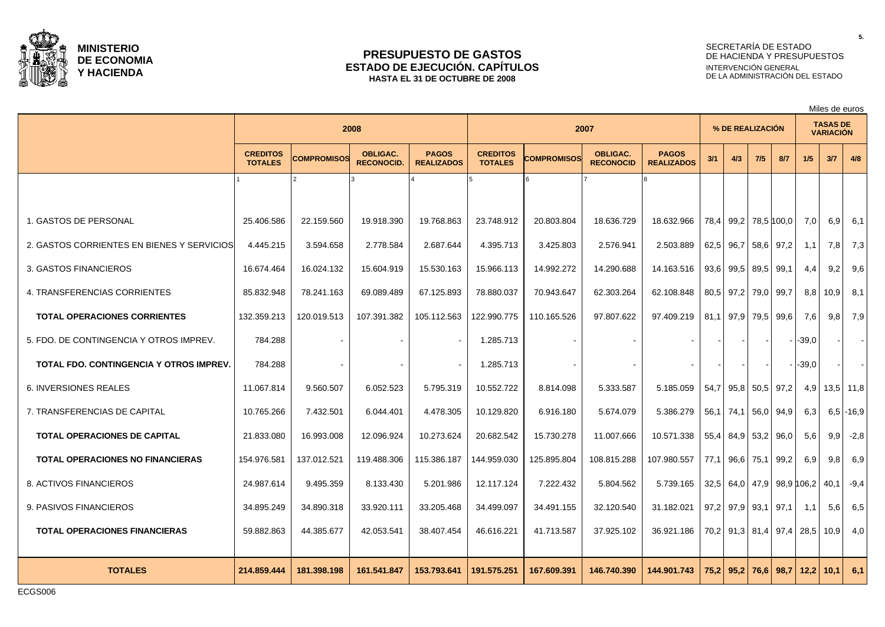**MINISTERIO DE ECONOMIA Y HACIENDA**

# PRESUPUESTO DE GASTOS
## ESTADO DE EJECUCIÓN. CAPÍTULOS
### HASTA EL 31 DE OCTUBRE DE 2008

SECRETARÍA DE ESTADO DE HACIENDA Y PRESUPUESTOS
INTERVENCIÓN GENERAL DE LA ADMINISTRACIÓN DEL ESTADO

Miles de euros

| | 2008 | | | | 2007 | | | | % DE REALIZACIÓN | | | | TASAS DE VARIACIÓN | | |
|---|---|---|---|---|---|---|---|---|---|---|---|---|---|---|---|
| | CREDITOS TOTALES | COMPROMISOS | OBLIGAC. RECONOCID. | PAGOS REALIZADOS | CREDITOS TOTALES | COMPROMISOS | OBLIGAC. RECONOCID | PAGOS REALIZADOS | 3/1 | 4/3 | 7/5 | 8/7 | 1/5 | 3/7 | 4/8 |
| | 1 | 2 | 3 | 4 | 5 | 6 | 7 | 8 | | | | | | | |
| 1. GASTOS DE PERSONAL | 25.406.586 | 22.159.560 | 19.918.390 | 19.768.863 | 23.748.912 | 20.803.804 | 18.636.729 | 18.632.966 | 78,4 | 99,2 | 78,5 | 100,0 | 7,0 | 6,9 | 6,1 |
| 2. GASTOS CORRIENTES EN BIENES Y SERVICIOS | 4.445.215 | 3.594.658 | 2.778.584 | 2.687.644 | 4.395.713 | 3.425.803 | 2.576.941 | 2.503.889 | 62,5 | 96,7 | 58,6 | 97,2 | 1,1 | 7,8 | 7,3 |
| 3. GASTOS FINANCIEROS | 16.674.464 | 16.024.132 | 15.604.919 | 15.530.163 | 15.966.113 | 14.992.272 | 14.290.688 | 14.163.516 | 93,6 | 99,5 | 89,5 | 99,1 | 4,4 | 9,2 | 9,6 |
| 4. TRANSFERENCIAS CORRIENTES | 85.832.948 | 78.241.163 | 69.089.489 | 67.125.893 | 78.880.037 | 70.943.647 | 62.303.264 | 62.108.848 | 80,5 | 97,2 | 79,0 | 99,7 | 8,8 | 10,9 | 8,1 |
| **TOTAL OPERACIONES CORRIENTES** | 132.359.213 | 120.019.513 | 107.391.382 | 105.112.563 | 122.990.775 | 110.165.526 | 97.807.622 | 97.409.219 | 81,1 | 97,9 | 79,5 | 99,6 | 7,6 | 9,8 | 7,9 |
| 5. FDO. DE CONTINGENCIA Y OTROS IMPREV. | 784.288 | - | - | - | 1.285.713 | - | - | - | - | - | - | - | -39,0 | - | - |
| **TOTAL FDO. CONTINGENCIA Y OTROS IMPREV.** | 784.288 | - | - | - | 1.285.713 | - | - | - | - | - | - | - | -39,0 | - | - |
| 6. INVERSIONES REALES | 11.067.814 | 9.560.507 | 6.052.523 | 5.795.319 | 10.552.722 | 8.814.098 | 5.333.587 | 5.185.059 | 54,7 | 95,8 | 50,5 | 97,2 | 4,9 | 13,5 | 11,8 |
| 7. TRANSFERENCIAS DE CAPITAL | 10.765.266 | 7.432.501 | 6.044.401 | 4.478.305 | 10.129.820 | 6.916.180 | 5.674.079 | 5.386.279 | 56,1 | 74,1 | 56,0 | 94,9 | 6,3 | 6,5 | -16,9 |
| **TOTAL OPERACIONES DE CAPITAL** | 21.833.080 | 16.993.008 | 12.096.924 | 10.273.624 | 20.682.542 | 15.730.278 | 11.007.666 | 10.571.338 | 55,4 | 84,9 | 53,2 | 96,0 | 5,6 | 9,9 | -2,8 |
| **TOTAL OPERACIONES NO FINANCIERAS** | 154.976.581 | 137.012.521 | 119.488.306 | 115.386.187 | 144.959.030 | 125.895.804 | 108.815.288 | 107.980.557 | 77,1 | 96,6 | 75,1 | 99,2 | 6,9 | 9,8 | 6,9 |
| 8. ACTIVOS FINANCIEROS | 24.987.614 | 9.495.359 | 8.133.430 | 5.201.986 | 12.117.124 | 7.222.432 | 5.804.562 | 5.739.165 | 32,5 | 64,0 | 47,9 | 98,9 | 106,2 | 40,1 | -9,4 |
| 9. PASIVOS FINANCIEROS | 34.895.249 | 34.890.318 | 33.920.111 | 33.205.468 | 34.499.097 | 34.491.155 | 32.120.540 | 31.182.021 | 97,2 | 97,9 | 93,1 | 97,1 | 1,1 | 5,6 | 6,5 |
| **TOTAL OPERACIONES FINANCIERAS** | 59.882.863 | 44.385.677 | 42.053.541 | 38.407.454 | 46.616.221 | 41.713.587 | 37.925.102 | 36.921.186 | 70,2 | 91,3 | 81,4 | 97,4 | 28,5 | 10,9 | 4,0 |
| **TOTALES** | **214.859.444** | **181.398.198** | **161.541.847** | **153.793.641** | **191.575.251** | **167.609.391** | **146.740.390** | **144.901.743** | **75,2** | **95,2** | **76,6** | **98,7** | **12,2** | **10,1** | **6,1** |

ECGS006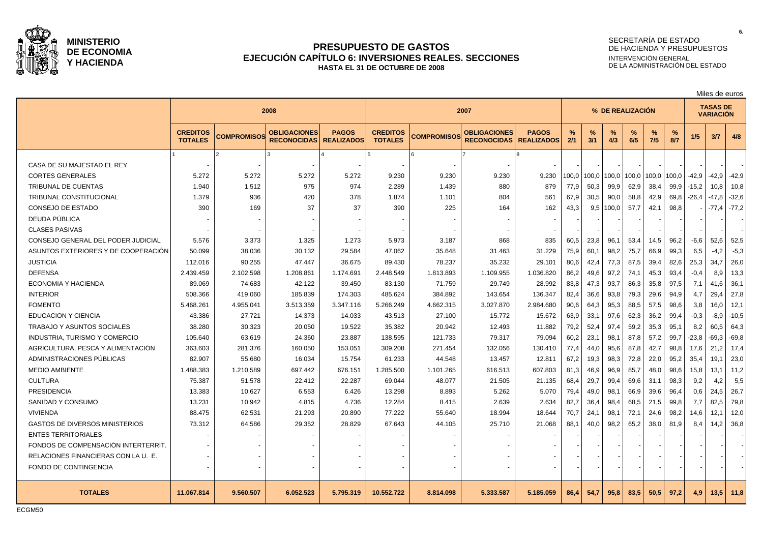**MINISTERIO DE ECONOMIA Y HACIENDA**

# PRESUPUESTO DE GASTOS
## EJECUCIÓN CAPÍTULO 6: INVERSIONES REALES. SECCIONES
### HASTA EL 31 DE OCTUBRE DE 2008

SECRETARÍA DE ESTADO DE HACIENDA Y PRESUPUESTOS
INTERVENCIÓN GENERAL DE LA ADMINISTRACIÓN DEL ESTADO

Miles de euros

| | 2008 | | | | 2007 | | | | % DE REALIZACIÓN | | | | | | TASAS DE VARIACIÓN | | |
|---|---|---|---|---|---|---|---|---|---|---|---|---|---|---|---|---|---|
| | CREDITOS TOTALES | COMPROMISOS | OBLIGACIONES RECONOCIDAS | PAGOS REALIZADOS | CREDITOS TOTALES | COMPROMISOS | OBLIGACIONES RECONOCIDAS | PAGOS REALIZADOS | % 2/1 | % 3/1 | % 4/3 | % 6/5 | % 7/5 | % 8/7 | 1/5 | 3/7 | 4/8 |
| | 1 | 2 | 3 | 4 | 5 | 6 | 7 | 8 | | | | | | | | | |
| CASA DE SU MAJESTAD EL REY | - | - | - | - | - | - | - | - | - | - | - | - | - | - | - | - | - |
| CORTES GENERALES | 5.272 | 5.272 | 5.272 | 5.272 | 9.230 | 9.230 | 9.230 | 9.230 | 100,0 | 100,0 | 100,0 | 100,0 | 100,0 | 100,0 | -42,9 | -42,9 | -42,9 |
| TRIBUNAL DE CUENTAS | 1.940 | 1.512 | 975 | 974 | 2.289 | 1.439 | 880 | 879 | 77,9 | 50,3 | 99,9 | 62,9 | 38,4 | 99,9 | -15,2 | 10,8 | 10,8 |
| TRIBUNAL CONSTITUCIONAL | 1.379 | 936 | 420 | 378 | 1.874 | 1.101 | 804 | 561 | 67,9 | 30,5 | 90,0 | 58,8 | 42,9 | 69,8 | -26,4 | -47,8 | -32,6 |
| CONSEJO DE ESTADO | 390 | 169 | 37 | 37 | 390 | 225 | 164 | 162 | 43,3 | 9,5 | 100,0 | 57,7 | 42,1 | 98,8 | - | -77,4 | -77,2 |
| DEUDA PÚBLICA | - | - | - | - | - | - | - | - | - | - | - | - | - | - | - | - | - |
| CLASES PASIVAS | - | - | - | - | - | - | - | - | - | - | - | - | - | - | - | - | - |
| CONSEJO GENERAL DEL PODER JUDICIAL | 5.576 | 3.373 | 1.325 | 1.273 | 5.973 | 3.187 | 868 | 835 | 60,5 | 23,8 | 96,1 | 53,4 | 14,5 | 96,2 | -6,6 | 52,6 | 52,5 |
| ASUNTOS EXTERIORES Y DE COOPERACIÓN | 50.099 | 38.036 | 30.132 | 29.584 | 47.062 | 35.648 | 31.463 | 31.229 | 75,9 | 60,1 | 98,2 | 75,7 | 66,9 | 99,3 | 6,5 | -4,2 | -5,3 |
| JUSTICIA | 112.016 | 90.255 | 47.447 | 36.675 | 89.430 | 78.237 | 35.232 | 29.101 | 80,6 | 42,4 | 77,3 | 87,5 | 39,4 | 82,6 | 25,3 | 34,7 | 26,0 |
| DEFENSA | 2.439.459 | 2.102.598 | 1.208.861 | 1.174.691 | 2.448.549 | 1.813.893 | 1.109.955 | 1.036.820 | 86,2 | 49,6 | 97,2 | 74,1 | 45,3 | 93,4 | -0,4 | 8,9 | 13,3 |
| ECONOMIA Y HACIENDA | 89.069 | 74.683 | 42.122 | 39.450 | 83.130 | 71.759 | 29.749 | 28.992 | 83,8 | 47,3 | 93,7 | 86,3 | 35,8 | 97,5 | 7,1 | 41,6 | 36,1 |
| INTERIOR | 508.366 | 419.060 | 185.839 | 174.303 | 485.624 | 384.892 | 143.654 | 136.347 | 82,4 | 36,6 | 93,8 | 79,3 | 29,6 | 94,9 | 4,7 | 29,4 | 27,8 |
| FOMENTO | 5.468.261 | 4.955.041 | 3.513.359 | 3.347.116 | 5.266.249 | 4.662.315 | 3.027.870 | 2.984.680 | 90,6 | 64,3 | 95,3 | 88,5 | 57,5 | 98,6 | 3,8 | 16,0 | 12,1 |
| EDUCACION Y CIENCIA | 43.386 | 27.721 | 14.373 | 14.033 | 43.513 | 27.100 | 15.772 | 15.672 | 63,9 | 33,1 | 97,6 | 62,3 | 36,2 | 99,4 | -0,3 | -8,9 | -10,5 |
| TRABAJO Y ASUNTOS SOCIALES | 38.280 | 30.323 | 20.050 | 19.522 | 35.382 | 20.942 | 12.493 | 11.882 | 79,2 | 52,4 | 97,4 | 59,2 | 35,3 | 95,1 | 8,2 | 60,5 | 64,3 |
| INDUSTRIA, TURISMO Y COMERCIO | 105.640 | 63.619 | 24.360 | 23.887 | 138.595 | 121.733 | 79.317 | 79.094 | 60,2 | 23,1 | 98,1 | 87,8 | 57,2 | 99,7 | -23,8 | -69,3 | -69,8 |
| AGRICULTURA, PESCA Y ALIMENTACIÓN | 363.603 | 281.376 | 160.050 | 153.051 | 309.208 | 271.454 | 132.056 | 130.410 | 77,4 | 44,0 | 95,6 | 87,8 | 42,7 | 98,8 | 17,6 | 21,2 | 17,4 |
| ADMINISTRACIONES PÚBLICAS | 82.907 | 55.680 | 16.034 | 15.754 | 61.233 | 44.548 | 13.457 | 12.811 | 67,2 | 19,3 | 98,3 | 72,8 | 22,0 | 95,2 | 35,4 | 19,1 | 23,0 |
| MEDIO AMBIENTE | 1.488.383 | 1.210.589 | 697.442 | 676.151 | 1.285.500 | 1.101.265 | 616.513 | 607.803 | 81,3 | 46,9 | 96,9 | 85,7 | 48,0 | 98,6 | 15,8 | 13,1 | 11,2 |
| CULTURA | 75.387 | 51.578 | 22.412 | 22.287 | 69.044 | 48.077 | 21.505 | 21.135 | 68,4 | 29,7 | 99,4 | 69,6 | 31,1 | 98,3 | 9,2 | 4,2 | 5,5 |
| PRESIDENCIA | 13.383 | 10.627 | 6.553 | 6.426 | 13.298 | 8.893 | 5.262 | 5.070 | 79,4 | 49,0 | 98,1 | 66,9 | 39,6 | 96,4 | 0,6 | 24,5 | 26,7 |
| SANIDAD Y CONSUMO | 13.231 | 10.942 | 4.815 | 4.736 | 12.284 | 8.415 | 2.639 | 2.634 | 82,7 | 36,4 | 98,4 | 68,5 | 21,5 | 99,8 | 7,7 | 82,5 | 79,8 |
| VIVIENDA | 88.475 | 62.531 | 21.293 | 20.890 | 77.222 | 55.640 | 18.994 | 18.644 | 70,7 | 24,1 | 98,1 | 72,1 | 24,6 | 98,2 | 14,6 | 12,1 | 12,0 |
| GASTOS DE DIVERSOS MINISTERIOS | 73.312 | 64.586 | 29.352 | 28.829 | 67.643 | 44.105 | 25.710 | 21.068 | 88,1 | 40,0 | 98,2 | 65,2 | 38,0 | 81,9 | 8,4 | 14,2 | 36,8 |
| ENTES TERRITORIALES | - | - | - | - | - | - | - | - | - | - | - | - | - | - | - | - | - |
| FONDOS DE COMPENSACIÓN INTERTERRIT. | - | - | - | - | - | - | - | - | - | - | - | - | - | - | - | - | - |
| RELACIONES FINANCIERAS CON LA U. E. | - | - | - | - | - | - | - | - | - | - | - | - | - | - | - | - | - |
| FONDO DE CONTINGENCIA | - | - | - | - | - | - | - | - | - | - | - | - | - | - | - | - | - |
| **TOTALES** | **11.067.814** | **9.560.507** | **6.052.523** | **5.795.319** | **10.552.722** | **8.814.098** | **5.333.587** | **5.185.059** | **86,4** | **54,7** | **95,8** | **83,5** | **50,5** | **97,2** | **4,9** | **13,5** | **11,8** |

ECGM50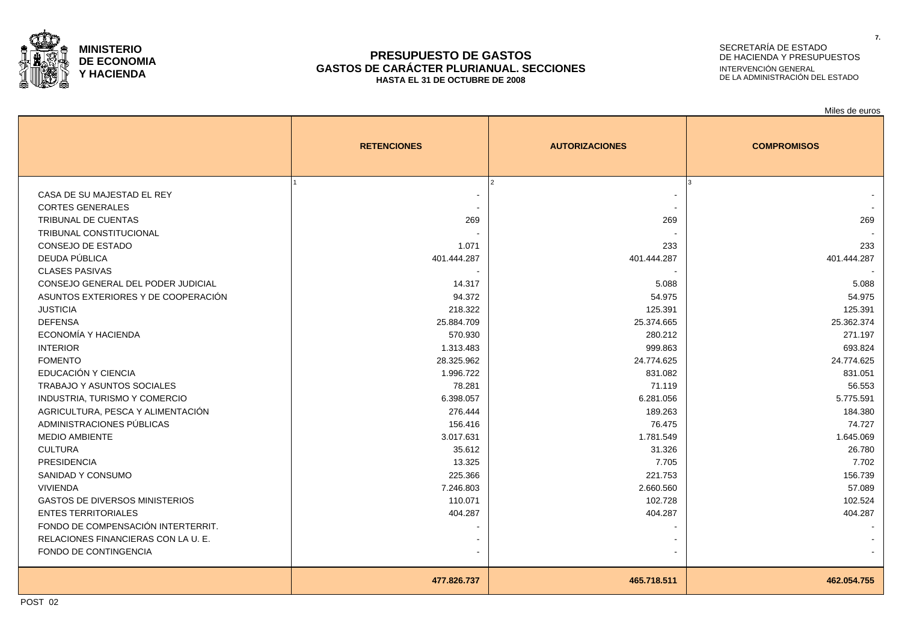**MINISTERIO DE ECONOMIA Y HACIENDA**

# PRESUPUESTO DE GASTOS
## GASTOS DE CARÁCTER PLURIANUAL. SECCIONES
### HASTA EL 31 DE OCTUBRE DE 2008

SECRETARÍA DE ESTADO DE HACIENDA Y PRESUPUESTOS
INTERVENCIÓN GENERAL DE LA ADMINISTRACIÓN DEL ESTADO

Miles de euros

| | RETENCIONES | AUTORIZACIONES | COMPROMISOS |
|---|---|---|---|
| | 1 | 2 | 3 |
| CASA DE SU MAJESTAD EL REY | - | - | - |
| CORTES GENERALES | - | - | - |
| TRIBUNAL DE CUENTAS | 269 | 269 | 269 |
| TRIBUNAL CONSTITUCIONAL | - | - | - |
| CONSEJO DE ESTADO | 1.071 | 233 | 233 |
| DEUDA PÚBLICA | 401.444.287 | 401.444.287 | 401.444.287 |
| CLASES PASIVAS | - | - | - |
| CONSEJO GENERAL DEL PODER JUDICIAL | 14.317 | 5.088 | 5.088 |
| ASUNTOS EXTERIORES Y DE COOPERACIÓN | 94.372 | 54.975 | 54.975 |
| JUSTICIA | 218.322 | 125.391 | 125.391 |
| DEFENSA | 25.884.709 | 25.374.665 | 25.362.374 |
| ECONOMÍA Y HACIENDA | 570.930 | 280.212 | 271.197 |
| INTERIOR | 1.313.483 | 999.863 | 693.824 |
| FOMENTO | 28.325.962 | 24.774.625 | 24.774.625 |
| EDUCACIÓN Y CIENCIA | 1.996.722 | 831.082 | 831.051 |
| TRABAJO Y ASUNTOS SOCIALES | 78.281 | 71.119 | 56.553 |
| INDUSTRIA, TURISMO Y COMERCIO | 6.398.057 | 6.281.056 | 5.775.591 |
| AGRICULTURA, PESCA Y ALIMENTACIÓN | 276.444 | 189.263 | 184.380 |
| ADMINISTRACIONES PÚBLICAS | 156.416 | 76.475 | 74.727 |
| MEDIO AMBIENTE | 3.017.631 | 1.781.549 | 1.645.069 |
| CULTURA | 35.612 | 31.326 | 26.780 |
| PRESIDENCIA | 13.325 | 7.705 | 7.702 |
| SANIDAD Y CONSUMO | 225.366 | 221.753 | 156.739 |
| VIVIENDA | 7.246.803 | 2.660.560 | 57.089 |
| GASTOS DE DIVERSOS MINISTERIOS | 110.071 | 102.728 | 102.524 |
| ENTES TERRITORIALES | 404.287 | 404.287 | 404.287 |
| FONDO DE COMPENSACIÓN INTERTERRIT. | - | - | - |
| RELACIONES FINANCIERAS CON LA U. E. | - | - | - |
| FONDO DE CONTINGENCIA | - | - | - |
| | **477.826.737** | **465.718.511** | **462.054.755** |

POST 02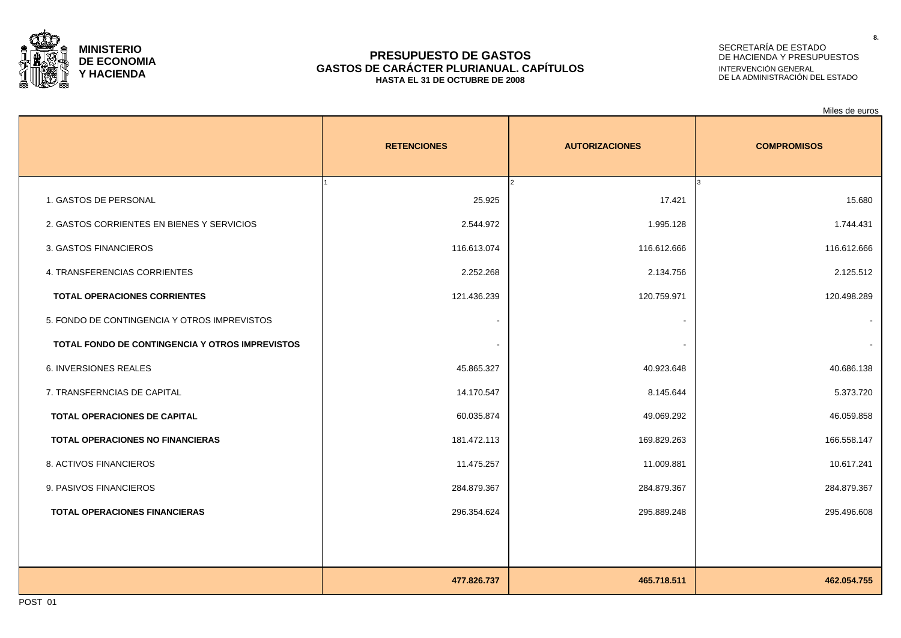**MINISTERIO DE ECONOMIA Y HACIENDA**

SECRETARÍA DE ESTADO DE HACIENDA Y PRESUPUESTOS
INTERVENCIÓN GENERAL DE LA ADMINISTRACIÓN DEL ESTADO

# PRESUPUESTO DE GASTOS
## GASTOS DE CARÁCTER PLURIANUAL. CAPÍTULOS
### HASTA EL 31 DE OCTUBRE DE 2008

Miles de euros

| | RETENCIONES | AUTORIZACIONES | COMPROMISOS |
|---|---|---|---|
| | 1 | 2 | 3 |
| 1. GASTOS DE PERSONAL | 25.925 | 17.421 | 15.680 |
| 2. GASTOS CORRIENTES EN BIENES Y SERVICIOS | 2.544.972 | 1.995.128 | 1.744.431 |
| 3. GASTOS FINANCIEROS | 116.613.074 | 116.612.666 | 116.612.666 |
| 4. TRANSFERENCIAS CORRIENTES | 2.252.268 | 2.134.756 | 2.125.512 |
| **TOTAL OPERACIONES CORRIENTES** | 121.436.239 | 120.759.971 | 120.498.289 |
| 5. FONDO DE CONTINGENCIA Y OTROS IMPREVISTOS | - | - | - |
| **TOTAL FONDO DE CONTINGENCIA Y OTROS IMPREVISTOS** | - | - | - |
| 6. INVERSIONES REALES | 45.865.327 | 40.923.648 | 40.686.138 |
| 7. TRANSFERNCIAS DE CAPITAL | 14.170.547 | 8.145.644 | 5.373.720 |
| **TOTAL OPERACIONES DE CAPITAL** | 60.035.874 | 49.069.292 | 46.059.858 |
| **TOTAL OPERACIONES NO FINANCIERAS** | 181.472.113 | 169.829.263 | 166.558.147 |
| 8. ACTIVOS FINANCIEROS | 11.475.257 | 11.009.881 | 10.617.241 |
| 9. PASIVOS FINANCIEROS | 284.879.367 | 284.879.367 | 284.879.367 |
| **TOTAL OPERACIONES FINANCIERAS** | 296.354.624 | 295.889.248 | 295.496.608 |
| | **477.826.737** | **465.718.511** | **462.054.755** |

POST 01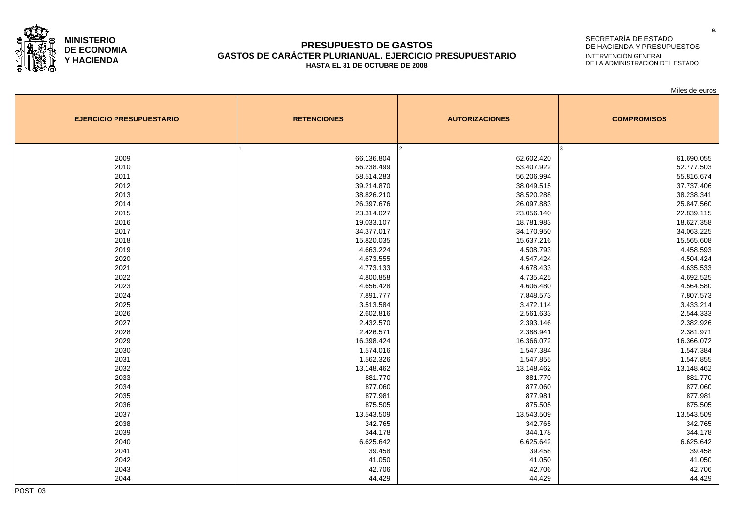**MINISTERIO DE ECONOMIA Y HACIENDA**

# PRESUPUESTO DE GASTOS
## GASTOS DE CARÁCTER PLURIANUAL. EJERCICIO PRESUPUESTARIO
### HASTA EL 31 DE OCTUBRE DE 2008

SECRETARÍA DE ESTADO DE HACIENDA Y PRESUPUESTOS
INTERVENCIÓN GENERAL DE LA ADMINISTRACIÓN DEL ESTADO

Miles de euros

| EJERCICIO PRESUPUESTARIO | RETENCIONES | AUTORIZACIONES | COMPROMISOS |
|---|---|---|---|
| | 1 | 2 | 3 |
| 2009 | 66.136.804 | 62.602.420 | 61.690.055 |
| 2010 | 56.238.499 | 53.407.922 | 52.777.503 |
| 2011 | 58.514.283 | 56.206.994 | 55.816.674 |
| 2012 | 39.214.870 | 38.049.515 | 37.737.406 |
| 2013 | 38.826.210 | 38.520.288 | 38.238.341 |
| 2014 | 26.397.676 | 26.097.883 | 25.847.560 |
| 2015 | 23.314.027 | 23.056.140 | 22.839.115 |
| 2016 | 19.033.107 | 18.781.983 | 18.627.358 |
| 2017 | 34.377.017 | 34.170.950 | 34.063.225 |
| 2018 | 15.820.035 | 15.637.216 | 15.565.608 |
| 2019 | 4.663.224 | 4.508.793 | 4.458.593 |
| 2020 | 4.673.555 | 4.547.424 | 4.504.424 |
| 2021 | 4.773.133 | 4.678.433 | 4.635.533 |
| 2022 | 4.800.858 | 4.735.425 | 4.692.525 |
| 2023 | 4.656.428 | 4.606.480 | 4.564.580 |
| 2024 | 7.891.777 | 7.848.573 | 7.807.573 |
| 2025 | 3.513.584 | 3.472.114 | 3.433.214 |
| 2026 | 2.602.816 | 2.561.633 | 2.544.333 |
| 2027 | 2.432.570 | 2.393.146 | 2.382.926 |
| 2028 | 2.426.571 | 2.388.941 | 2.381.971 |
| 2029 | 16.398.424 | 16.366.072 | 16.366.072 |
| 2030 | 1.574.016 | 1.547.384 | 1.547.384 |
| 2031 | 1.562.326 | 1.547.855 | 1.547.855 |
| 2032 | 13.148.462 | 13.148.462 | 13.148.462 |
| 2033 | 881.770 | 881.770 | 881.770 |
| 2034 | 877.060 | 877.060 | 877.060 |
| 2035 | 877.981 | 877.981 | 877.981 |
| 2036 | 875.505 | 875.505 | 875.505 |
| 2037 | 13.543.509 | 13.543.509 | 13.543.509 |
| 2038 | 342.765 | 342.765 | 342.765 |
| 2039 | 344.178 | 344.178 | 344.178 |
| 2040 | 6.625.642 | 6.625.642 | 6.625.642 |
| 2041 | 39.458 | 39.458 | 39.458 |
| 2042 | 41.050 | 41.050 | 41.050 |
| 2043 | 42.706 | 42.706 | 42.706 |
| 2044 | 44.429 | 44.429 | 44.429 |

POST 03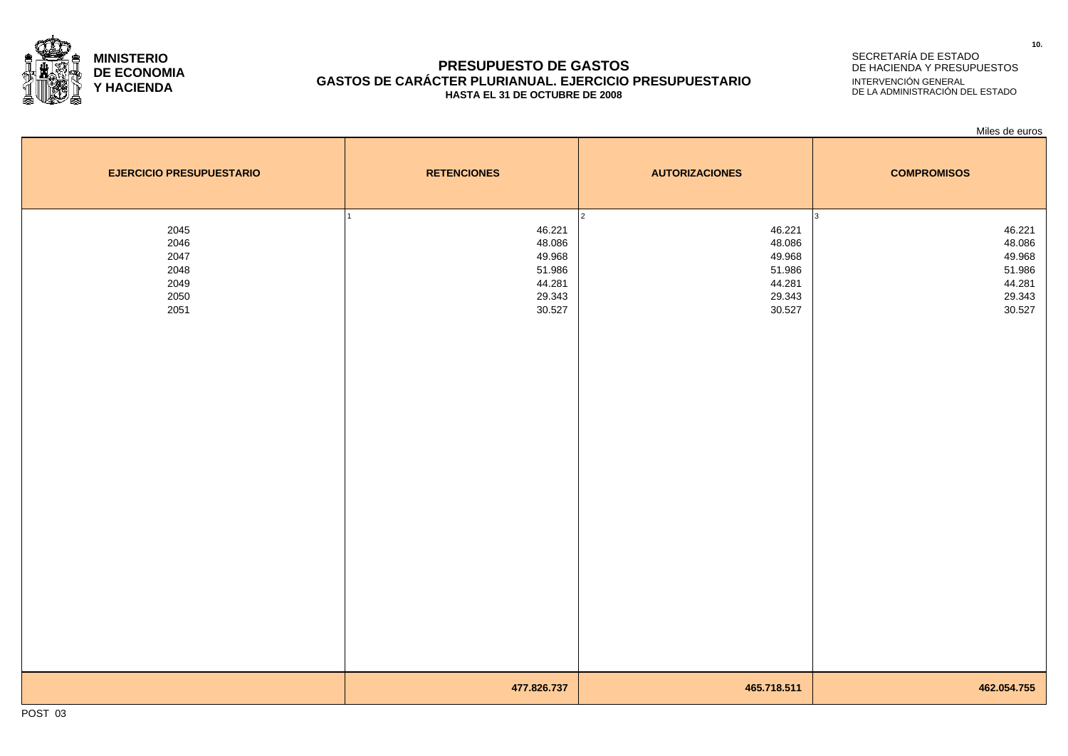**MINISTERIO DE ECONOMIA Y HACIENDA**

# PRESUPUESTO DE GASTOS
## GASTOS DE CARÁCTER PLURIANUAL. EJERCICIO PRESUPUESTARIO
### HASTA EL 31 DE OCTUBRE DE 2008

SECRETARÍA DE ESTADO DE HACIENDA Y PRESUPUESTOS
INTERVENCIÓN GENERAL DE LA ADMINISTRACIÓN DEL ESTADO

Miles de euros

| EJERCICIO PRESUPUESTARIO | RETENCIONES | AUTORIZACIONES | COMPROMISOS |
|---|---|---|---|
| | 1 | 2 | 3 |
| 2045 | 46.221 | 46.221 | 46.221 |
| 2046 | 48.086 | 48.086 | 48.086 |
| 2047 | 49.968 | 49.968 | 49.968 |
| 2048 | 51.986 | 51.986 | 51.986 |
| 2049 | 44.281 | 44.281 | 44.281 |
| 2050 | 29.343 | 29.343 | 29.343 |
| 2051 | 30.527 | 30.527 | 30.527 |
| | **477.826.737** | **465.718.511** | **462.054.755** |

POST 03